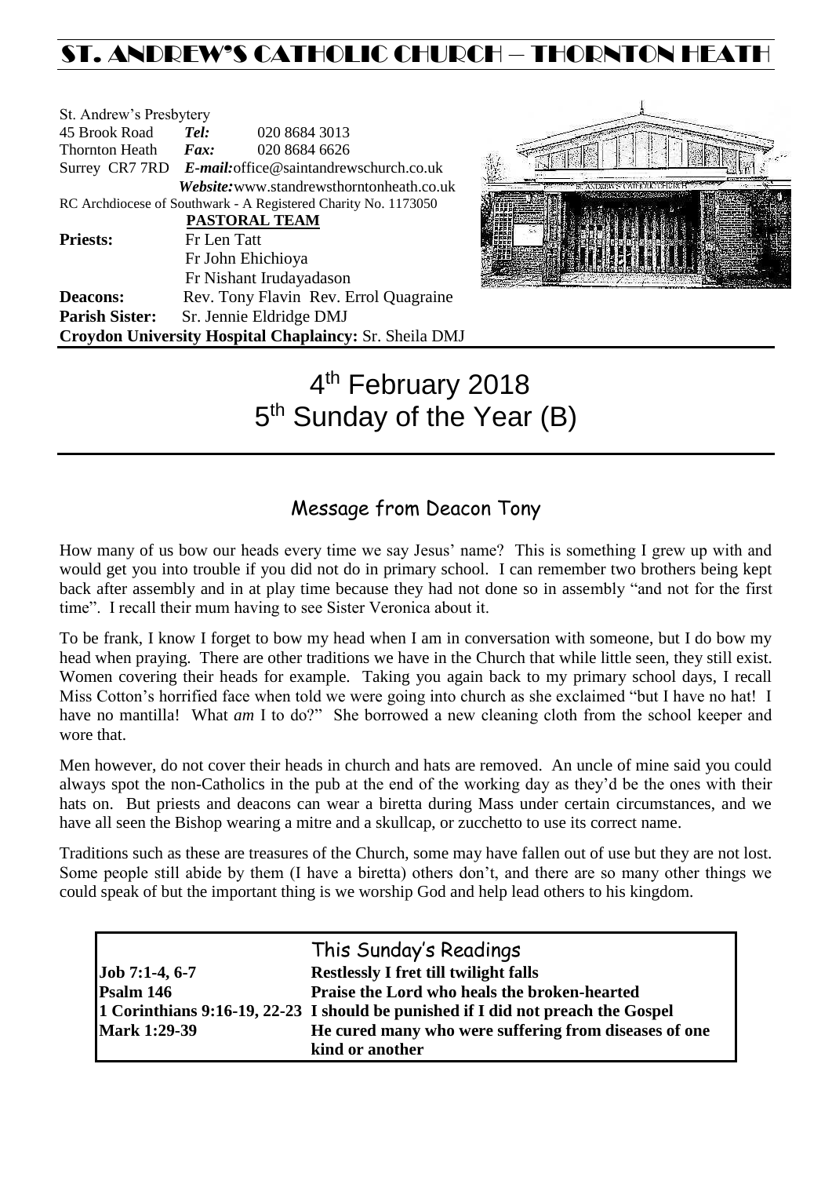# ST. ANDREW'S CATHOLIC CHURCH – THORNTON HEATH

St. Andrew's Presbytery
45 Brook Road *Tel:* 020 8684 3013
Thornton Heath *Fax:* 020 8684 6626
Surrey CR7 7RD *E-mail:* office@saintandrewschurch.co.uk
*Website:* www.standrewsthorntonheath.co.uk
RC Archdiocese of Southwark - A Registered Charity No. 1173050

**PASTORAL TEAM**

**Priests:** Fr Len Tatt
Fr John Ehichioya
Fr Nishant Irudayadason
**Deacons:** Rev. Tony Flavin Rev. Errol Quagraine
**Parish Sister:** Sr. Jennie Eldridge DMJ
**Croydon University Hospital Chaplaincy:** Sr. Sheila DMJ

# 4th February 2018
# 5th Sunday of the Year (B)

## Message from Deacon Tony

How many of us bow our heads every time we say Jesus' name? This is something I grew up with and would get you into trouble if you did not do in primary school. I can remember two brothers being kept back after assembly and in at play time because they had not done so in assembly "and not for the first time". I recall their mum having to see Sister Veronica about it.

To be frank, I know I forget to bow my head when I am in conversation with someone, but I do bow my head when praying. There are other traditions we have in the Church that while little seen, they still exist. Women covering their heads for example. Taking you again back to my primary school days, I recall Miss Cotton's horrified face when told we were going into church as she exclaimed "but I have no hat! I have no mantilla! What *am* I to do?" She borrowed a new cleaning cloth from the school keeper and wore that.

Men however, do not cover their heads in church and hats are removed. An uncle of mine said you could always spot the non-Catholics in the pub at the end of the working day as they'd be the ones with their hats on. But priests and deacons can wear a biretta during Mass under certain circumstances, and we have all seen the Bishop wearing a mitre and a skullcap, or zucchetto to use its correct name.

Traditions such as these are treasures of the Church, some may have fallen out of use but they are not lost. Some people still abide by them (I have a biretta) others don't, and there are so many other things we could speak of but the important thing is we worship God and help lead others to his kingdom.

## This Sunday's Readings

| | |
|---|---|
| **Job 7:1-4, 6-7** | **Restlessly I fret till twilight falls** |
| **Psalm 146** | **Praise the Lord who heals the broken-hearted** |
| **1 Corinthians 9:16-19, 22-23** | **I should be punished if I did not preach the Gospel** |
| **Mark 1:29-39** | **He cured many who were suffering from diseases of one kind or another** |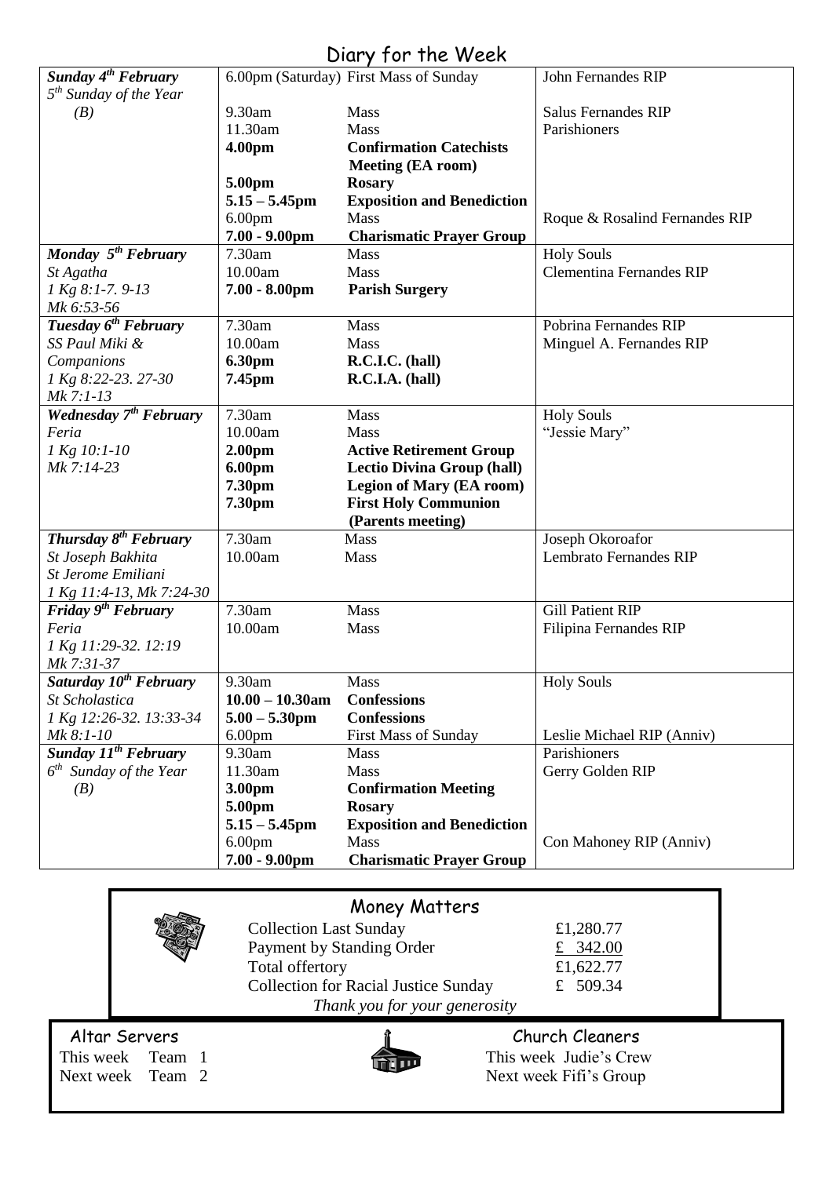# Diary for the Week

| | | | |
|---|---|---|---|
| ***Sunday 4th February*** *5th Sunday of the Year (B)* | 6.00pm (Saturday) | First Mass of Sunday | John Fernandes RIP |
| | 9.30am | Mass | Salus Fernandes RIP |
| | 11.30am | Mass | Parishioners |
| | **4.00pm** | **Confirmation Catechists Meeting (EA room)** | |
| | **5.00pm** | **Rosary** | |
| | **5.15 – 5.45pm** | **Exposition and Benediction** | |
| | 6.00pm | Mass | Roque & Rosalind Fernandes RIP |
| | **7.00 - 9.00pm** | **Charismatic Prayer Group** | |
| ***Monday 5th February*** *St Agatha* *1 Kg 8:1-7. 9-13* *Mk 6:53-56* | 7.30am | Mass | Holy Souls |
| | 10.00am | Mass | Clementina Fernandes RIP |
| | **7.00 - 8.00pm** | **Parish Surgery** | |
| ***Tuesday 6th February*** *SS Paul Miki & Companions* *1 Kg 8:22-23. 27-30* *Mk 7:1-13* | 7.30am | Mass | Pobrina Fernandes RIP |
| | 10.00am | Mass | Minguel A. Fernandes RIP |
| | **6.30pm** | **R.C.I.C. (hall)** | |
| | **7.45pm** | **R.C.I.A. (hall)** | |
| ***Wednesday 7th February*** *Feria* *1 Kg 10:1-10* *Mk 7:14-23* | 7.30am | Mass | Holy Souls |
| | 10.00am | Mass | "Jessie Mary" |
| | **2.00pm** | **Active Retirement Group** | |
| | **6.00pm** | **Lectio Divina Group (hall)** | |
| | **7.30pm** | **Legion of Mary (EA room)** | |
| | **7.30pm** | **First Holy Communion (Parents meeting)** | |
| ***Thursday 8th February*** *St Joseph Bakhita* *St Jerome Emiliani* *1 Kg 11:4-13, Mk 7:24-30* | 7.30am | Mass | Joseph Okoroafor |
| | 10.00am | Mass | Lembrato Fernandes RIP |
| ***Friday 9th February*** *Feria* *1 Kg 11:29-32. 12:19* *Mk 7:31-37* | 7.30am | Mass | Gill Patient RIP |
| | 10.00am | Mass | Filipina Fernandes RIP |
| ***Saturday 10th February*** *St Scholastica* *1 Kg 12:26-32. 13:33-34* *Mk 8:1-10* | 9.30am | Mass | Holy Souls |
| | **10.00 – 10.30am** | **Confessions** | |
| | **5.00 – 5.30pm** | **Confessions** | |
| | 6.00pm | First Mass of Sunday | Leslie Michael RIP (Anniv) |
| ***Sunday 11th February*** *6th Sunday of the Year (B)* | 9.30am | Mass | Parishioners |
| | 11.30am | Mass | Gerry Golden RIP |
| | **3.00pm** | **Confirmation Meeting** | |
| | **5.00pm** | **Rosary** | |
| | **5.15 – 5.45pm** | **Exposition and Benediction** | |
| | 6.00pm | Mass | Con Mahoney RIP (Anniv) |
| | **7.00 - 9.00pm** | **Charismatic Prayer Group** | |

## Money Matters

| | |
|---|---|
| Collection Last Sunday | £1,280.77 |
| Payment by Standing Order | £ 342.00 |
| Total offertory | £1,622.77 |
| Collection for Racial Justice Sunday | £ 509.34 |

*Thank you for your generosity*

## Altar Servers

This week Team 1
Next week Team 2

## Church Cleaners

This week Judie's Crew
Next week Fifi's Group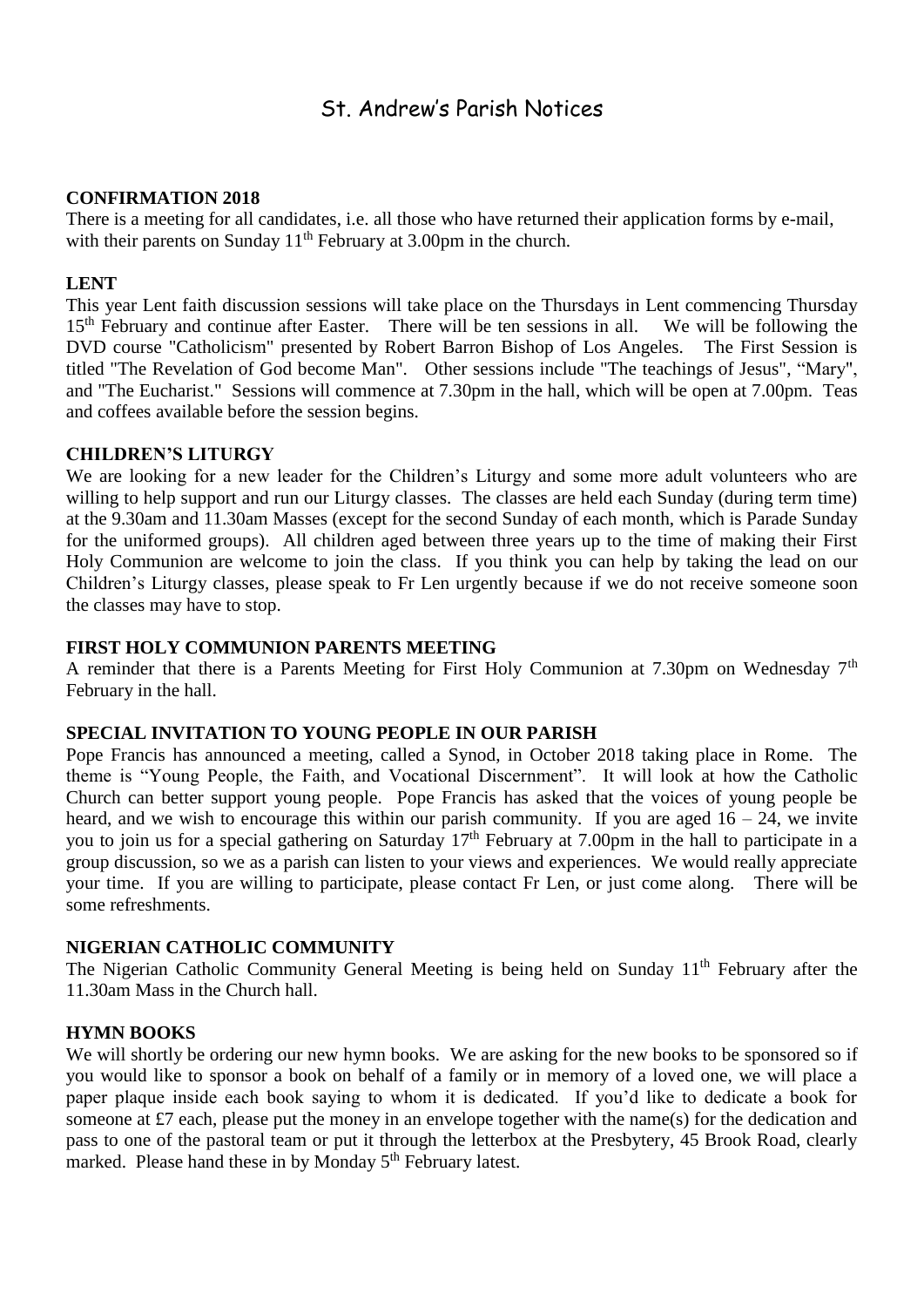# St. Andrew's Parish Notices

**CONFIRMATION 2018**

There is a meeting for all candidates, i.e. all those who have returned their application forms by e-mail, with their parents on Sunday 11th February at 3.00pm in the church.

**LENT**

This year Lent faith discussion sessions will take place on the Thursdays in Lent commencing Thursday 15th February and continue after Easter. There will be ten sessions in all. We will be following the DVD course "Catholicism" presented by Robert Barron Bishop of Los Angeles. The First Session is titled "The Revelation of God become Man". Other sessions include "The teachings of Jesus", "Mary", and "The Eucharist." Sessions will commence at 7.30pm in the hall, which will be open at 7.00pm. Teas and coffees available before the session begins.

**CHILDREN'S LITURGY**

We are looking for a new leader for the Children's Liturgy and some more adult volunteers who are willing to help support and run our Liturgy classes. The classes are held each Sunday (during term time) at the 9.30am and 11.30am Masses (except for the second Sunday of each month, which is Parade Sunday for the uniformed groups). All children aged between three years up to the time of making their First Holy Communion are welcome to join the class. If you think you can help by taking the lead on our Children's Liturgy classes, please speak to Fr Len urgently because if we do not receive someone soon the classes may have to stop.

**FIRST HOLY COMMUNION PARENTS MEETING**

A reminder that there is a Parents Meeting for First Holy Communion at 7.30pm on Wednesday 7th February in the hall.

**SPECIAL INVITATION TO YOUNG PEOPLE IN OUR PARISH**

Pope Francis has announced a meeting, called a Synod, in October 2018 taking place in Rome. The theme is "Young People, the Faith, and Vocational Discernment". It will look at how the Catholic Church can better support young people. Pope Francis has asked that the voices of young people be heard, and we wish to encourage this within our parish community. If you are aged 16 – 24, we invite you to join us for a special gathering on Saturday 17th February at 7.00pm in the hall to participate in a group discussion, so we as a parish can listen to your views and experiences. We would really appreciate your time. If you are willing to participate, please contact Fr Len, or just come along. There will be some refreshments.

**NIGERIAN CATHOLIC COMMUNITY**

The Nigerian Catholic Community General Meeting is being held on Sunday 11th February after the 11.30am Mass in the Church hall.

**HYMN BOOKS**

We will shortly be ordering our new hymn books. We are asking for the new books to be sponsored so if you would like to sponsor a book on behalf of a family or in memory of a loved one, we will place a paper plaque inside each book saying to whom it is dedicated. If you'd like to dedicate a book for someone at £7 each, please put the money in an envelope together with the name(s) for the dedication and pass to one of the pastoral team or put it through the letterbox at the Presbytery, 45 Brook Road, clearly marked. Please hand these in by Monday 5th February latest.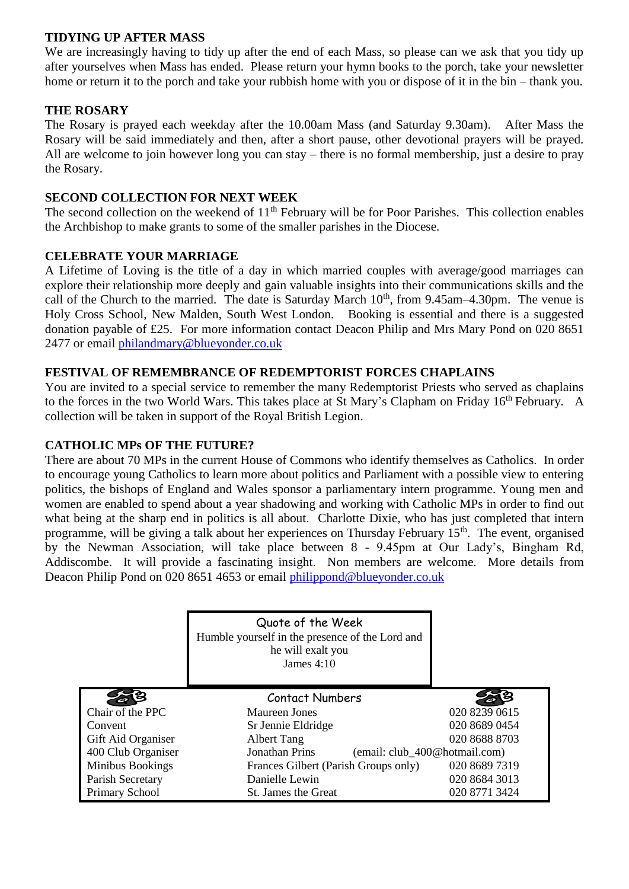## TIDYING UP AFTER MASS

We are increasingly having to tidy up after the end of each Mass, so please can we ask that you tidy up after yourselves when Mass has ended. Please return your hymn books to the porch, take your newsletter home or return it to the porch and take your rubbish home with you or dispose of it in the bin – thank you.

## THE ROSARY

The Rosary is prayed each weekday after the 10.00am Mass (and Saturday 9.30am). After Mass the Rosary will be said immediately and then, after a short pause, other devotional prayers will be prayed. All are welcome to join however long you can stay – there is no formal membership, just a desire to pray the Rosary.

## SECOND COLLECTION FOR NEXT WEEK

The second collection on the weekend of 11th February will be for Poor Parishes. This collection enables the Archbishop to make grants to some of the smaller parishes in the Diocese.

## CELEBRATE YOUR MARRIAGE

A Lifetime of Loving is the title of a day in which married couples with average/good marriages can explore their relationship more deeply and gain valuable insights into their communications skills and the call of the Church to the married. The date is Saturday March 10th, from 9.45am–4.30pm. The venue is Holy Cross School, New Malden, South West London. Booking is essential and there is a suggested donation payable of £25. For more information contact Deacon Philip and Mrs Mary Pond on 020 8651 2477 or email philandmary@blueyonder.co.uk

## FESTIVAL OF REMEMBRANCE OF REDEMPTORIST FORCES CHAPLAINS

You are invited to a special service to remember the many Redemptorist Priests who served as chaplains to the forces in the two World Wars. This takes place at St Mary's Clapham on Friday 16th February. A collection will be taken in support of the Royal British Legion.

## CATHOLIC MPs OF THE FUTURE?

There are about 70 MPs in the current House of Commons who identify themselves as Catholics. In order to encourage young Catholics to learn more about politics and Parliament with a possible view to entering politics, the bishops of England and Wales sponsor a parliamentary intern programme. Young men and women are enabled to spend about a year shadowing and working with Catholic MPs in order to find out what being at the sharp end in politics is all about. Charlotte Dixie, who has just completed that intern programme, will be giving a talk about her experiences on Thursday February 15th. The event, organised by the Newman Association, will take place between 8 - 9.45pm at Our Lady's, Bingham Rd, Addiscombe. It will provide a fascinating insight. Non members are welcome. More details from Deacon Philip Pond on 020 8651 4653 or email philippond@blueyonder.co.uk

**Quote of the Week**

Humble yourself in the presence of the Lord and he will exalt you
James 4:10

**Contact Numbers**

| | | |
|---|---|---|
| Chair of the PPC | Maureen Jones | 020 8239 0615 |
| Convent | Sr Jennie Eldridge | 020 8689 0454 |
| Gift Aid Organiser | Albert Tang | 020 8688 8703 |
| 400 Club Organiser | Jonathan Prins | (email: club_400@hotmail.com) |
| Minibus Bookings | Frances Gilbert (Parish Groups only) | 020 8689 7319 |
| Parish Secretary | Danielle Lewin | 020 8684 3013 |
| Primary School | St. James the Great | 020 8771 3424 |